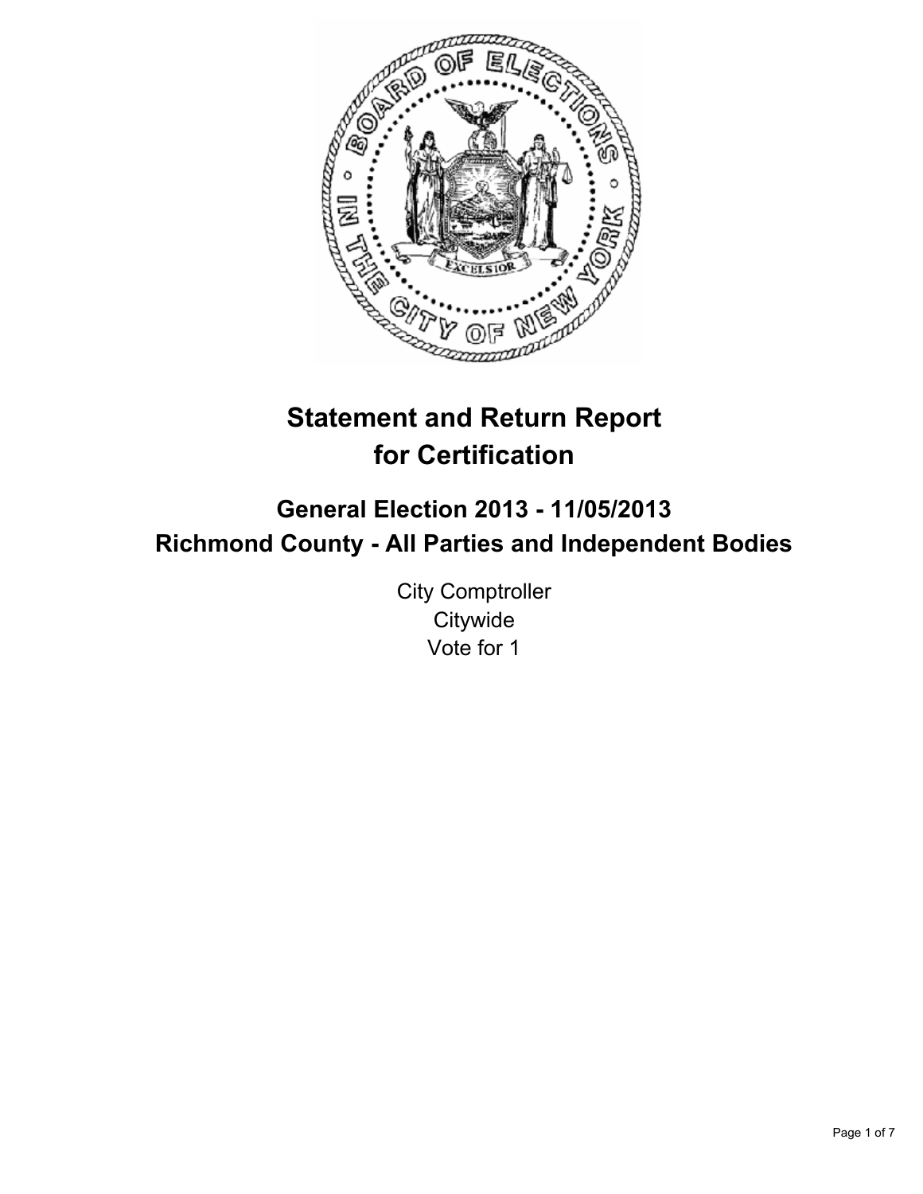# Statement and Return Report for Certification

## General Election 2013 - 11/05/2013
## Richmond County - All Parties and Independent Bodies

City Comptroller
Citywide
Vote for 1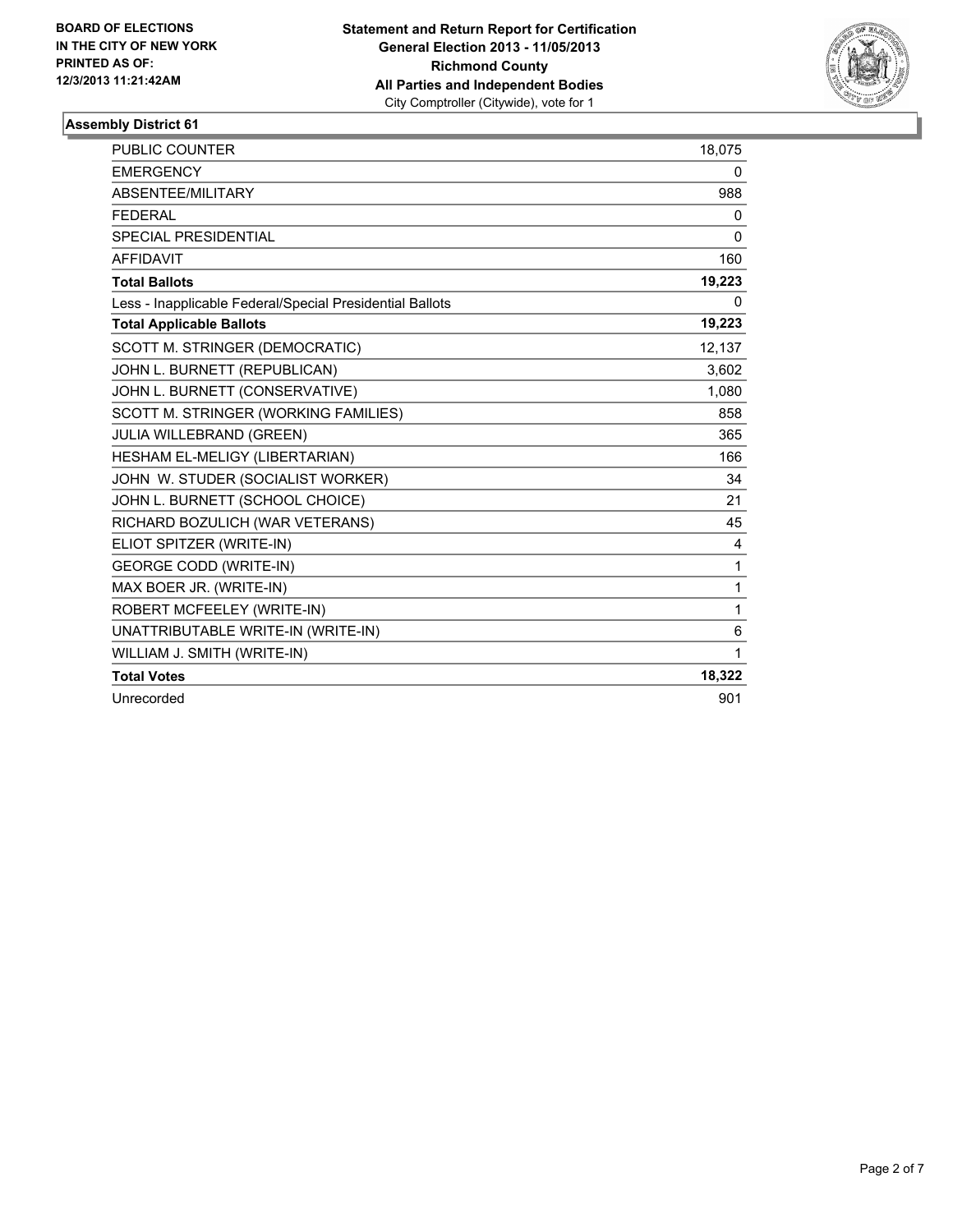**BOARD OF ELECTIONS IN THE CITY OF NEW YORK PRINTED AS OF: 12/3/2013 11:21:42AM**

**Statement and Return Report for Certification**
**General Election 2013 - 11/05/2013**
**Richmond County**
**All Parties and Independent Bodies**
City Comptroller (Citywide), vote for 1

### Assembly District 61

| | |
|---|---|
| PUBLIC COUNTER | 18,075 |
| EMERGENCY | 0 |
| ABSENTEE/MILITARY | 988 |
| FEDERAL | 0 |
| SPECIAL PRESIDENTIAL | 0 |
| AFFIDAVIT | 160 |
| **Total Ballots** | **19,223** |
| Less - Inapplicable Federal/Special Presidential Ballots | 0 |
| **Total Applicable Ballots** | **19,223** |
| SCOTT M. STRINGER (DEMOCRATIC) | 12,137 |
| JOHN L. BURNETT (REPUBLICAN) | 3,602 |
| JOHN L. BURNETT (CONSERVATIVE) | 1,080 |
| SCOTT M. STRINGER (WORKING FAMILIES) | 858 |
| JULIA WILLEBRAND (GREEN) | 365 |
| HESHAM EL-MELIGY (LIBERTARIAN) | 166 |
| JOHN W. STUDER (SOCIALIST WORKER) | 34 |
| JOHN L. BURNETT (SCHOOL CHOICE) | 21 |
| RICHARD BOZULICH (WAR VETERANS) | 45 |
| ELIOT SPITZER (WRITE-IN) | 4 |
| GEORGE CODD (WRITE-IN) | 1 |
| MAX BOER JR. (WRITE-IN) | 1 |
| ROBERT MCFEELEY (WRITE-IN) | 1 |
| UNATTRIBUTABLE WRITE-IN (WRITE-IN) | 6 |
| WILLIAM J. SMITH (WRITE-IN) | 1 |
| **Total Votes** | **18,322** |
| Unrecorded | 901 |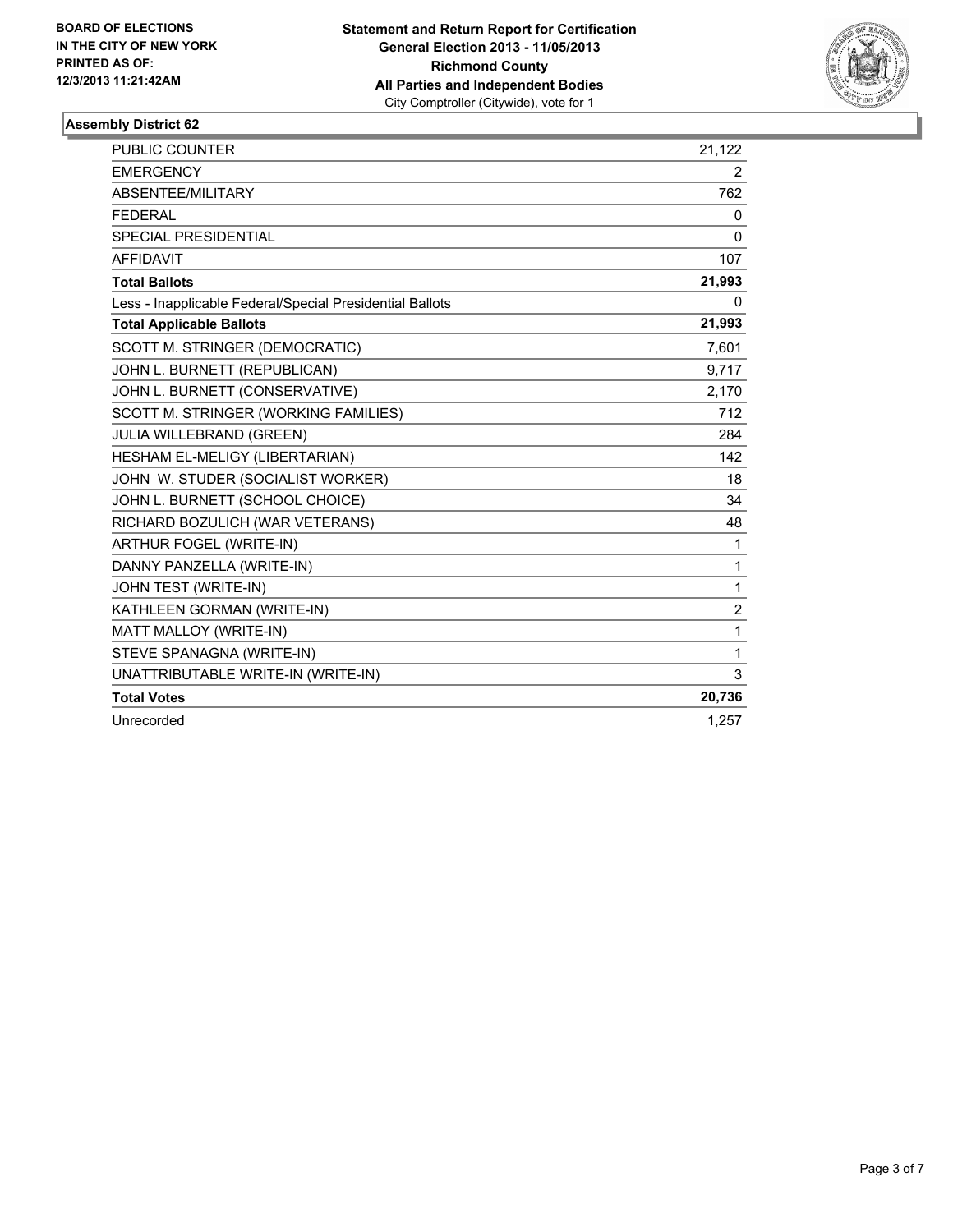**BOARD OF ELECTIONS IN THE CITY OF NEW YORK PRINTED AS OF: 12/3/2013 11:21:42AM**

**Statement and Return Report for Certification**
**General Election 2013 - 11/05/2013**
**Richmond County**
**All Parties and Independent Bodies**
City Comptroller (Citywide), vote for 1

### Assembly District 62

| | |
|---|---|
| PUBLIC COUNTER | 21,122 |
| EMERGENCY | 2 |
| ABSENTEE/MILITARY | 762 |
| FEDERAL | 0 |
| SPECIAL PRESIDENTIAL | 0 |
| AFFIDAVIT | 107 |
| **Total Ballots** | **21,993** |
| Less - Inapplicable Federal/Special Presidential Ballots | 0 |
| **Total Applicable Ballots** | **21,993** |
| SCOTT M. STRINGER (DEMOCRATIC) | 7,601 |
| JOHN L. BURNETT (REPUBLICAN) | 9,717 |
| JOHN L. BURNETT (CONSERVATIVE) | 2,170 |
| SCOTT M. STRINGER (WORKING FAMILIES) | 712 |
| JULIA WILLEBRAND (GREEN) | 284 |
| HESHAM EL-MELIGY (LIBERTARIAN) | 142 |
| JOHN W. STUDER (SOCIALIST WORKER) | 18 |
| JOHN L. BURNETT (SCHOOL CHOICE) | 34 |
| RICHARD BOZULICH (WAR VETERANS) | 48 |
| ARTHUR FOGEL (WRITE-IN) | 1 |
| DANNY PANZELLA (WRITE-IN) | 1 |
| JOHN TEST (WRITE-IN) | 1 |
| KATHLEEN GORMAN (WRITE-IN) | 2 |
| MATT MALLOY (WRITE-IN) | 1 |
| STEVE SPANAGNA (WRITE-IN) | 1 |
| UNATTRIBUTABLE WRITE-IN (WRITE-IN) | 3 |
| **Total Votes** | **20,736** |
| Unrecorded | 1,257 |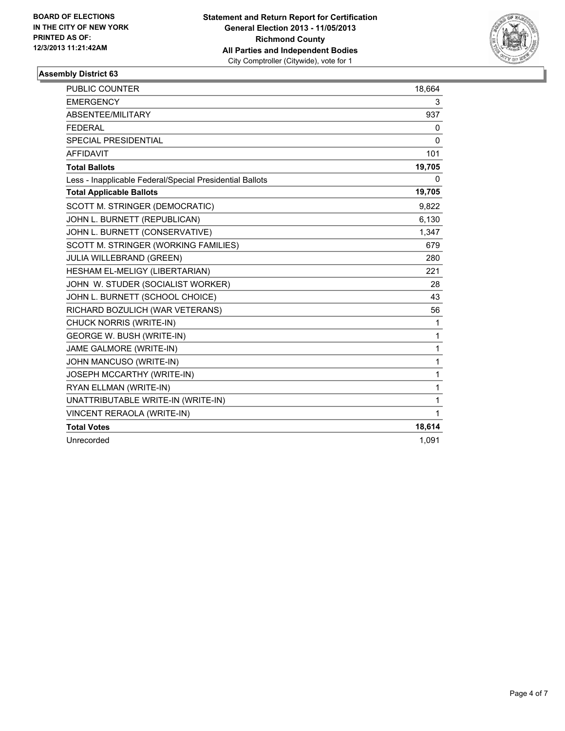BOARD OF ELECTIONS
IN THE CITY OF NEW YORK
PRINTED AS OF:
12/3/2013 11:21:42AM

**Statement and Return Report for Certification**
**General Election 2013 - 11/05/2013**
**Richmond County**
**All Parties and Independent Bodies**
City Comptroller (Citywide), vote for 1

## Assembly District 63

| | |
|---|---|
| PUBLIC COUNTER | 18,664 |
| EMERGENCY | 3 |
| ABSENTEE/MILITARY | 937 |
| FEDERAL | 0 |
| SPECIAL PRESIDENTIAL | 0 |
| AFFIDAVIT | 101 |
| **Total Ballots** | **19,705** |
| Less - Inapplicable Federal/Special Presidential Ballots | 0 |
| **Total Applicable Ballots** | **19,705** |
| SCOTT M. STRINGER (DEMOCRATIC) | 9,822 |
| JOHN L. BURNETT (REPUBLICAN) | 6,130 |
| JOHN L. BURNETT (CONSERVATIVE) | 1,347 |
| SCOTT M. STRINGER (WORKING FAMILIES) | 679 |
| JULIA WILLEBRAND (GREEN) | 280 |
| HESHAM EL-MELIGY (LIBERTARIAN) | 221 |
| JOHN W. STUDER (SOCIALIST WORKER) | 28 |
| JOHN L. BURNETT (SCHOOL CHOICE) | 43 |
| RICHARD BOZULICH (WAR VETERANS) | 56 |
| CHUCK NORRIS (WRITE-IN) | 1 |
| GEORGE W. BUSH (WRITE-IN) | 1 |
| JAME GALMORE (WRITE-IN) | 1 |
| JOHN MANCUSO (WRITE-IN) | 1 |
| JOSEPH MCCARTHY (WRITE-IN) | 1 |
| RYAN ELLMAN (WRITE-IN) | 1 |
| UNATTRIBUTABLE WRITE-IN (WRITE-IN) | 1 |
| VINCENT RERAOLA (WRITE-IN) | 1 |
| **Total Votes** | **18,614** |
| Unrecorded | 1,091 |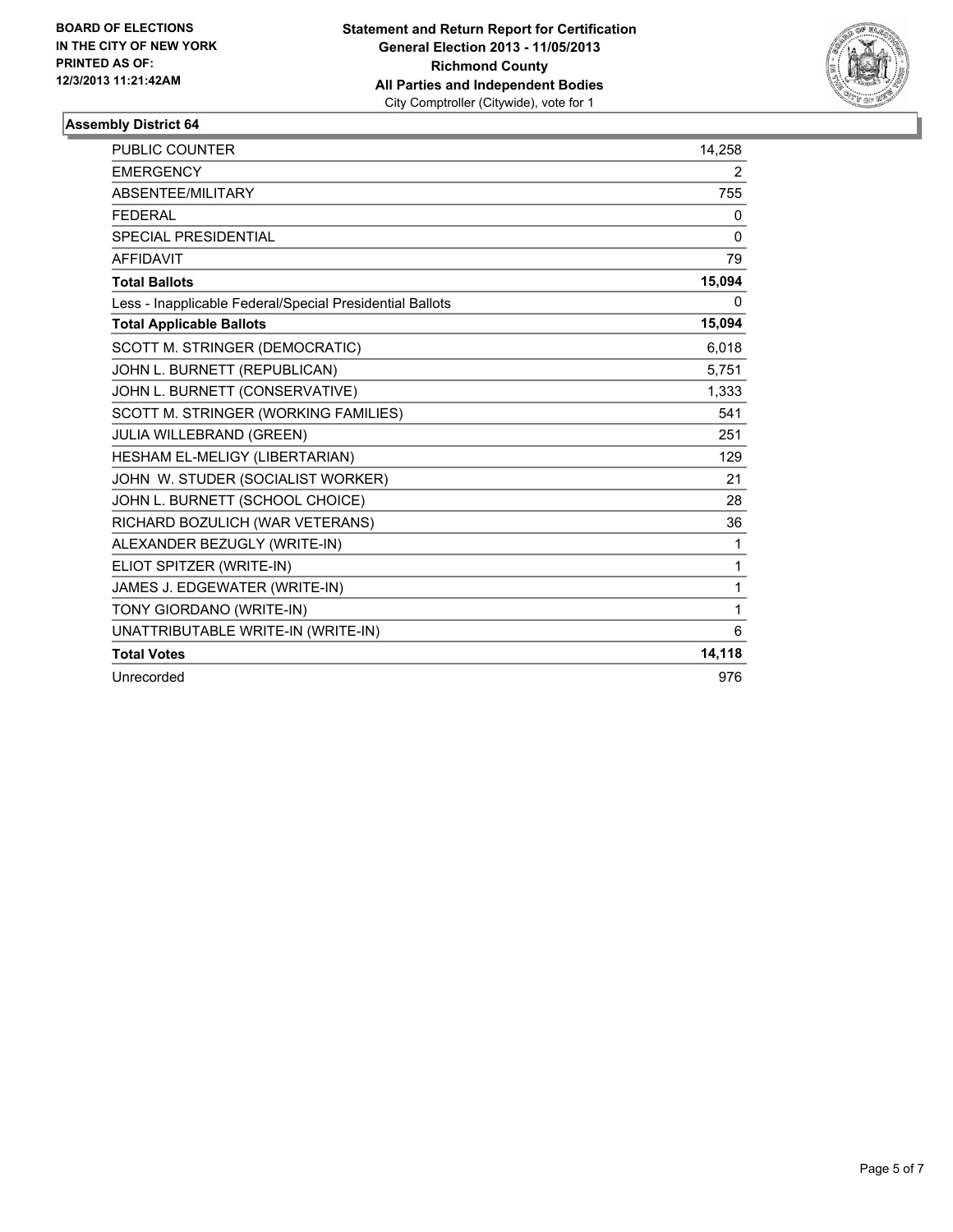**BOARD OF ELECTIONS IN THE CITY OF NEW YORK PRINTED AS OF: 12/3/2013 11:21:42AM**

**Statement and Return Report for Certification**
**General Election 2013 - 11/05/2013**
**Richmond County**
**All Parties and Independent Bodies**
City Comptroller (Citywide), vote for 1

### Assembly District 64

| | |
|---|---|
| PUBLIC COUNTER | 14,258 |
| EMERGENCY | 2 |
| ABSENTEE/MILITARY | 755 |
| FEDERAL | 0 |
| SPECIAL PRESIDENTIAL | 0 |
| AFFIDAVIT | 79 |
| **Total Ballots** | **15,094** |
| Less - Inapplicable Federal/Special Presidential Ballots | 0 |
| **Total Applicable Ballots** | **15,094** |
| SCOTT M. STRINGER (DEMOCRATIC) | 6,018 |
| JOHN L. BURNETT (REPUBLICAN) | 5,751 |
| JOHN L. BURNETT (CONSERVATIVE) | 1,333 |
| SCOTT M. STRINGER (WORKING FAMILIES) | 541 |
| JULIA WILLEBRAND (GREEN) | 251 |
| HESHAM EL-MELIGY (LIBERTARIAN) | 129 |
| JOHN W. STUDER (SOCIALIST WORKER) | 21 |
| JOHN L. BURNETT (SCHOOL CHOICE) | 28 |
| RICHARD BOZULICH (WAR VETERANS) | 36 |
| ALEXANDER BEZUGLY (WRITE-IN) | 1 |
| ELIOT SPITZER (WRITE-IN) | 1 |
| JAMES J. EDGEWATER (WRITE-IN) | 1 |
| TONY GIORDANO (WRITE-IN) | 1 |
| UNATTRIBUTABLE WRITE-IN (WRITE-IN) | 6 |
| **Total Votes** | **14,118** |
| Unrecorded | 976 |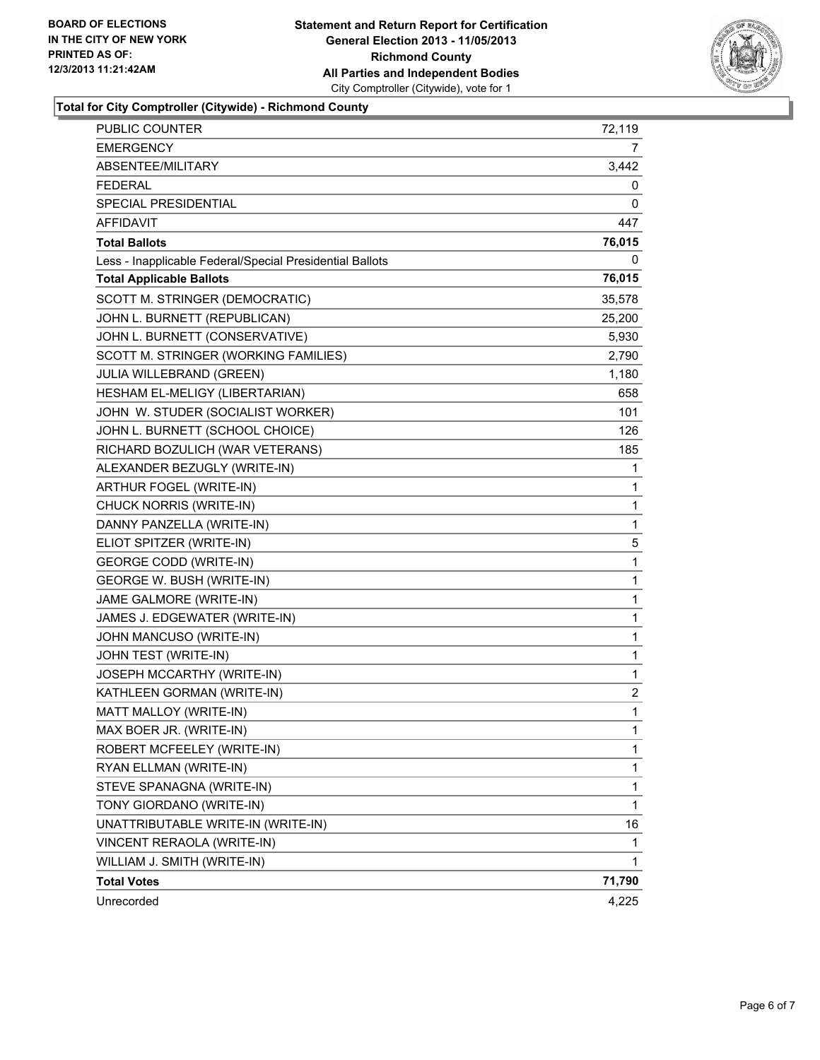BOARD OF ELECTIONS
IN THE CITY OF NEW YORK
PRINTED AS OF:
12/3/2013 11:21:42AM

**Statement and Return Report for Certification**
**General Election 2013 - 11/05/2013**
**Richmond County**
**All Parties and Independent Bodies**
City Comptroller (Citywide), vote for 1

**Total for City Comptroller (Citywide) - Richmond County**

| | |
|---|---|
| PUBLIC COUNTER | 72,119 |
| EMERGENCY | 7 |
| ABSENTEE/MILITARY | 3,442 |
| FEDERAL | 0 |
| SPECIAL PRESIDENTIAL | 0 |
| AFFIDAVIT | 447 |
| **Total Ballots** | **76,015** |
| Less - Inapplicable Federal/Special Presidential Ballots | 0 |
| **Total Applicable Ballots** | **76,015** |
| SCOTT M. STRINGER (DEMOCRATIC) | 35,578 |
| JOHN L. BURNETT (REPUBLICAN) | 25,200 |
| JOHN L. BURNETT (CONSERVATIVE) | 5,930 |
| SCOTT M. STRINGER (WORKING FAMILIES) | 2,790 |
| JULIA WILLEBRAND (GREEN) | 1,180 |
| HESHAM EL-MELIGY (LIBERTARIAN) | 658 |
| JOHN W. STUDER (SOCIALIST WORKER) | 101 |
| JOHN L. BURNETT (SCHOOL CHOICE) | 126 |
| RICHARD BOZULICH (WAR VETERANS) | 185 |
| ALEXANDER BEZUGLY (WRITE-IN) | 1 |
| ARTHUR FOGEL (WRITE-IN) | 1 |
| CHUCK NORRIS (WRITE-IN) | 1 |
| DANNY PANZELLA (WRITE-IN) | 1 |
| ELIOT SPITZER (WRITE-IN) | 5 |
| GEORGE CODD (WRITE-IN) | 1 |
| GEORGE W. BUSH (WRITE-IN) | 1 |
| JAME GALMORE (WRITE-IN) | 1 |
| JAMES J. EDGEWATER (WRITE-IN) | 1 |
| JOHN MANCUSO (WRITE-IN) | 1 |
| JOHN TEST (WRITE-IN) | 1 |
| JOSEPH MCCARTHY (WRITE-IN) | 1 |
| KATHLEEN GORMAN (WRITE-IN) | 2 |
| MATT MALLOY (WRITE-IN) | 1 |
| MAX BOER JR. (WRITE-IN) | 1 |
| ROBERT MCFEELEY (WRITE-IN) | 1 |
| RYAN ELLMAN (WRITE-IN) | 1 |
| STEVE SPANAGNA (WRITE-IN) | 1 |
| TONY GIORDANO (WRITE-IN) | 1 |
| UNATTRIBUTABLE WRITE-IN (WRITE-IN) | 16 |
| VINCENT RERAOLA (WRITE-IN) | 1 |
| WILLIAM J. SMITH (WRITE-IN) | 1 |
| **Total Votes** | **71,790** |
| Unrecorded | 4,225 |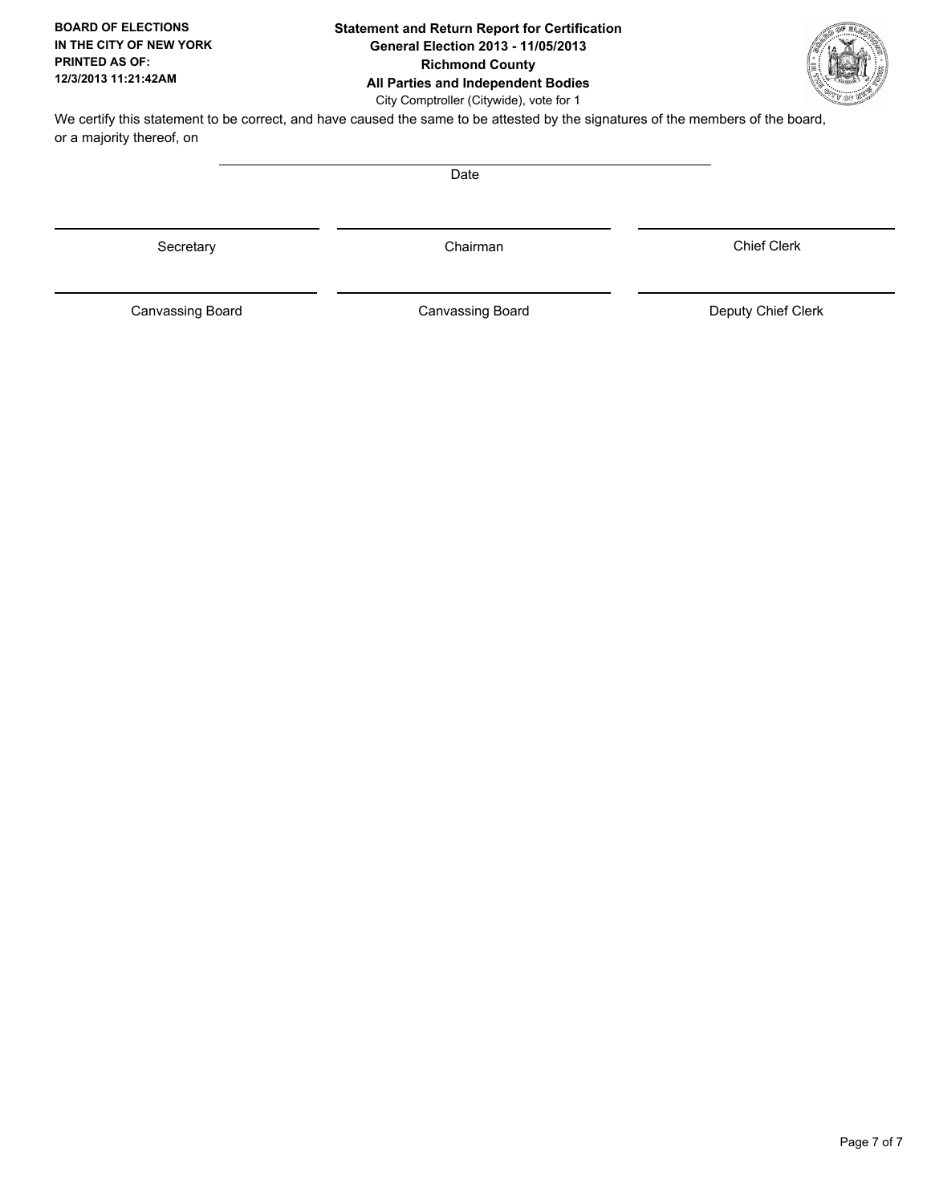**BOARD OF ELECTIONS**
**IN THE CITY OF NEW YORK**
**PRINTED AS OF:**
**12/3/2013 11:21:42AM**

**Statement and Return Report for Certification**
**General Election 2013 - 11/05/2013**
**Richmond County**
**All Parties and Independent Bodies**
City Comptroller (Citywide), vote for 1

We certify this statement to be correct, and have caused the same to be attested by the signatures of the members of the board, or a majority thereof, on

Date

| | | |
|---|---|---|
| Secretary | Chairman | Chief Clerk |
| Canvassing Board | Canvassing Board | Deputy Chief Clerk |